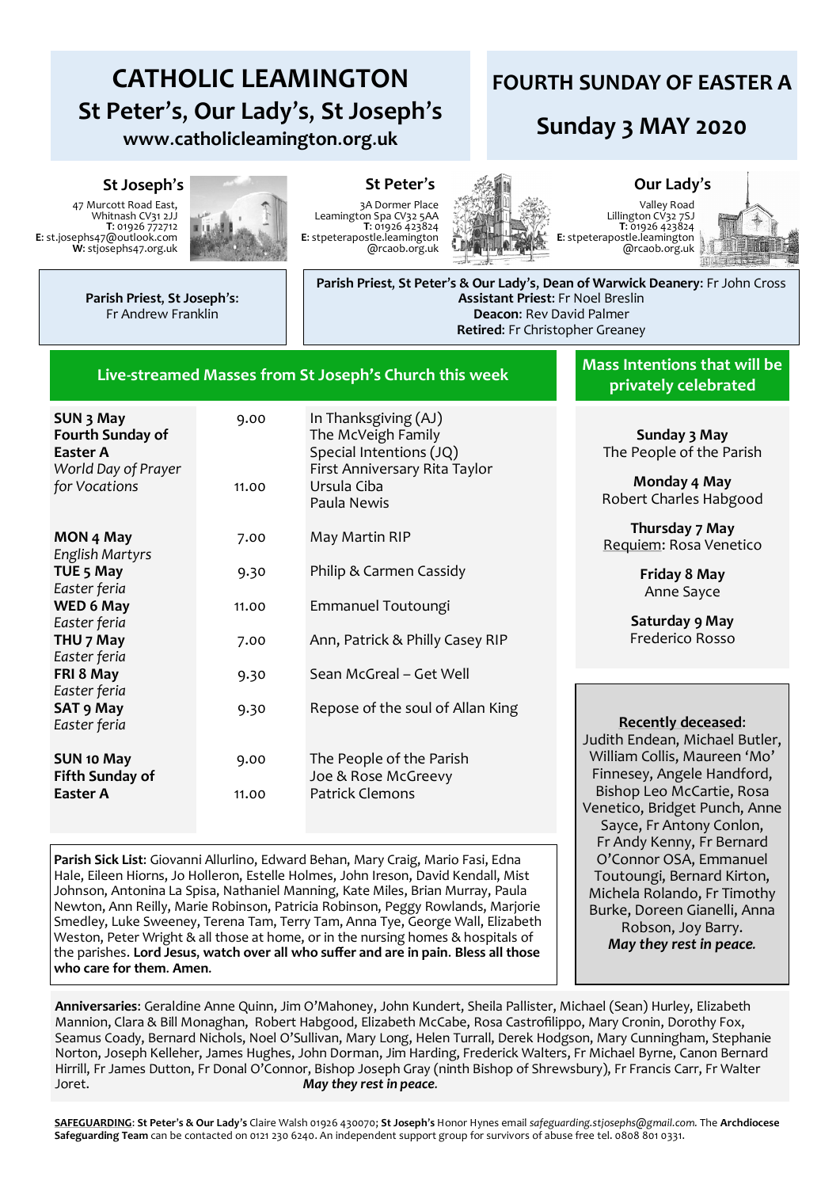# CATHOLIC LEAMINGTON

## St Peter's, Our Lady's, St Joseph's

**www.catholicleamington.org.uk**

# FOURTH SUNDAY OF EASTER A

## Sunday 3 MAY 2020

**St Joseph's**
47 Murcott Road East,
Whitnash CV31 2JJ
**T**: 01926 772712
**E**: st.josephs47@outlook.com
**W**: stjosephs47.org.uk

**St Peter's**
3A Dormer Place
Leamington Spa CV32 5AA
**T**: 01926 423824
**E**: stpeterapostle.leamington@rcaob.org.uk

**Our Lady's**
Valley Road
Lillington CV32 7SJ
**T**: 01926 423824
**E**: stpeterapostle.leamington@rcaob.org.uk

**Parish Priest, St Joseph's:** Fr Andrew Franklin

**Parish Priest, St Peter's & Our Lady's, Dean of Warwick Deanery:** Fr John Cross
**Assistant Priest**: Fr Noel Breslin
**Deacon:** Rev David Palmer
**Retired**: Fr Christopher Greaney

### Live-streamed Masses from St Joseph's Church this week

| Day | Time | Intention |
|---|---|---|
| **SUN 3 May** **Fourth Sunday of Easter A** *World Day of Prayer for Vocations* | 9.00 | In Thanksgiving (AJ) The McVeigh Family Special Intentions (JQ) First Anniversary Rita Taylor |
| | 11.00 | Ursula Ciba Paula Newis |
| **MON 4 May** *English Martyrs* | 7.00 | May Martin RIP |
| **TUE 5 May** *Easter feria* | 9.30 | Philip & Carmen Cassidy |
| **WED 6 May** *Easter feria* | 11.00 | Emmanuel Toutoungi |
| **THU 7 May** *Easter feria* | 7.00 | Ann, Patrick & Philly Casey RIP |
| **FRI 8 May** *Easter feria* | 9.30 | Sean McGreal – Get Well |
| **SAT 9 May** *Easter feria* | 9.30 | Repose of the soul of Allan King |
| **SUN 10 May** **Fifth Sunday of Easter A** | 9.00 | The People of the Parish Joe & Rose McGreevy |
| | 11.00 | Patrick Clemons |

### Mass Intentions that will be privately celebrated

**Sunday 3 May**
The People of the Parish

**Monday 4 May**
Robert Charles Habgood

**Thursday 7 May**
Requiem: Rosa Venetico

**Friday 8 May**
Anne Sayce

**Saturday 9 May**
Frederico Rosso

**Parish Sick List**: Giovanni Allurlino, Edward Behan, Mary Craig, Mario Fasi, Edna Hale, Eileen Hiorns, Jo Holleron, Estelle Holmes, John Ireson, David Kendall, Mist Johnson, Antonina La Spisa, Nathaniel Manning, Kate Miles, Brian Murray, Paula Newton, Ann Reilly, Marie Robinson, Patricia Robinson, Peggy Rowlands, Marjorie Smedley, Luke Sweeney, Terena Tam, Terry Tam, Anna Tye, George Wall, Elizabeth Weston, Peter Wright & all those at home, or in the nursing homes & hospitals of the parishes. **Lord Jesus, watch over all who suffer and are in pain. Bless all those who care for them. Amen.**

**Recently deceased**: Judith Endean, Michael Butler, William Collis, Maureen 'Mo' Finnesey, Angele Handford, Bishop Leo McCartie, Rosa Venetico, Bridget Punch, Anne Sayce, Fr Antony Conlon, Fr Andy Kenny, Fr Bernard O'Connor OSA, Emmanuel Toutoungi, Bernard Kirton, Michela Rolando, Fr Timothy Burke, Doreen Gianelli, Anna Robson, Joy Barry.
***May they rest in peace.***

**Anniversaries**: Geraldine Anne Quinn, Jim O'Mahoney, John Kundert, Sheila Pallister, Michael (Sean) Hurley, Elizabeth Mannion, Clara & Bill Monaghan, Robert Habgood, Elizabeth McCabe, Rosa Castrofilippo, Mary Cronin, Dorothy Fox, Seamus Coady, Bernard Nichols, Noel O'Sullivan, Mary Long, Helen Turrall, Derek Hodgson, Mary Cunningham, Stephanie Norton, Joseph Kelleher, James Hughes, John Dorman, Jim Harding, Frederick Walters, Fr Michael Byrne, Canon Bernard Hirrill, Fr James Dutton, Fr Donal O'Connor, Bishop Joseph Gray (ninth Bishop of Shrewsbury), Fr Francis Carr, Fr Walter Joret. *May they rest in peace.*

**SAFEGUARDING**: **St Peter's & Our Lady's** Claire Walsh 01926 430070; **St Joseph's** Honor Hynes email *safeguarding.stjosephs@gmail.com*. The **Archdiocese Safeguarding Team** can be contacted on 0121 230 6240. An independent support group for survivors of abuse free tel. 0808 801 0331.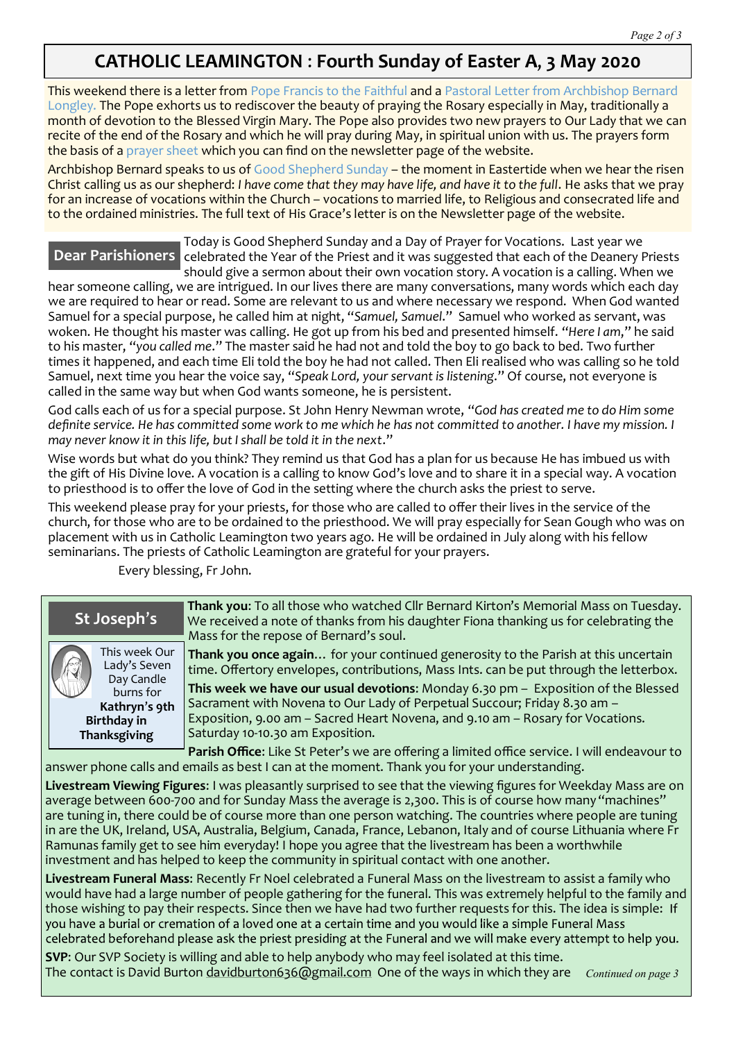# CATHOLIC LEAMINGTON : Fourth Sunday of Easter A, 3 May 2020

This weekend there is a letter from Pope Francis to the Faithful and a Pastoral Letter from Archbishop Bernard Longley. The Pope exhorts us to rediscover the beauty of praying the Rosary especially in May, traditionally a month of devotion to the Blessed Virgin Mary. The Pope also provides two new prayers to Our Lady that we can recite of the end of the Rosary and which he will pray during May, in spiritual union with us. The prayers form the basis of a prayer sheet which you can find on the newsletter page of the website.

Archbishop Bernard speaks to us of Good Shepherd Sunday – the moment in Eastertide when we hear the risen Christ calling us as our shepherd: *I have come that they may have life, and have it to the full*. He asks that we pray for an increase of vocations within the Church – vocations to married life, to Religious and consecrated life and to the ordained ministries. The full text of His Grace's letter is on the Newsletter page of the website.

## Dear Parishioners

Today is Good Shepherd Sunday and a Day of Prayer for Vocations. Last year we celebrated the Year of the Priest and it was suggested that each of the Deanery Priests should give a sermon about their own vocation story. A vocation is a calling. When we hear someone calling, we are intrigued. In our lives there are many conversations, many words which each day we are required to hear or read. Some are relevant to us and where necessary we respond. When God wanted Samuel for a special purpose, he called him at night, "*Samuel, Samuel*." Samuel who worked as servant, was woken. He thought his master was calling. He got up from his bed and presented himself. "*Here I am*," he said to his master, "*you called me*." The master said he had not and told the boy to go back to bed. Two further times it happened, and each time Eli told the boy he had not called. Then Eli realised who was calling so he told Samuel, next time you hear the voice say, "*Speak Lord, your servant is listening*." Of course, not everyone is called in the same way but when God wants someone, he is persistent.

God calls each of us for a special purpose. St John Henry Newman wrote, "*God has created me to do Him some definite service. He has committed some work to me which he has not committed to another. I have my mission. I may never know it in this life, but I shall be told it in the next*."

Wise words but what do you think? They remind us that God has a plan for us because He has imbued us with the gift of His Divine love. A vocation is a calling to know God's love and to share it in a special way. A vocation to priesthood is to offer the love of God in the setting where the church asks the priest to serve.

This weekend please pray for your priests, for those who are called to offer their lives in the service of the church, for those who are to be ordained to the priesthood. We will pray especially for Sean Gough who was on placement with us in Catholic Leamington two years ago. He will be ordained in July along with his fellow seminarians. The priests of Catholic Leamington are grateful for your prayers.

Every blessing, Fr John.

## St Joseph's

This week Our Lady's Seven Day Candle burns for **Kathryn's 9th Birthday in Thanksgiving**

**Thank you**: To all those who watched Cllr Bernard Kirton's Memorial Mass on Tuesday. We received a note of thanks from his daughter Fiona thanking us for celebrating the Mass for the repose of Bernard's soul.

**Thank you once again**… for your continued generosity to the Parish at this uncertain time. Offertory envelopes, contributions, Mass Ints. can be put through the letterbox.

**This week we have our usual devotions**: Monday 6.30 pm – Exposition of the Blessed Sacrament with Novena to Our Lady of Perpetual Succour; Friday 8.30 am – Exposition, 9.00 am – Sacred Heart Novena, and 9.10 am – Rosary for Vocations. Saturday 10-10.30 am Exposition.

**Parish Office**: Like St Peter's we are offering a limited office service. I will endeavour to answer phone calls and emails as best I can at the moment. Thank you for your understanding.

**Livestream Viewing Figures**: I was pleasantly surprised to see that the viewing figures for Weekday Mass are on average between 600-700 and for Sunday Mass the average is 2,300. This is of course how many "machines" are tuning in, there could be of course more than one person watching. The countries where people are tuning in are the UK, Ireland, USA, Australia, Belgium, Canada, France, Lebanon, Italy and of course Lithuania where Fr Ramunas family get to see him everyday! I hope you agree that the livestream has been a worthwhile investment and has helped to keep the community in spiritual contact with one another.

**Livestream Funeral Mass**: Recently Fr Noel celebrated a Funeral Mass on the livestream to assist a family who would have had a large number of people gathering for the funeral. This was extremely helpful to the family and those wishing to pay their respects. Since then we have had two further requests for this. The idea is simple: If you have a burial or cremation of a loved one at a certain time and you would like a simple Funeral Mass celebrated beforehand please ask the priest presiding at the Funeral and we will make every attempt to help you.

**SVP**: Our SVP Society is willing and able to help anybody who may feel isolated at this time. The contact is David Burton davidburton636@gmail.com One of the ways in which they are *Continued on page 3*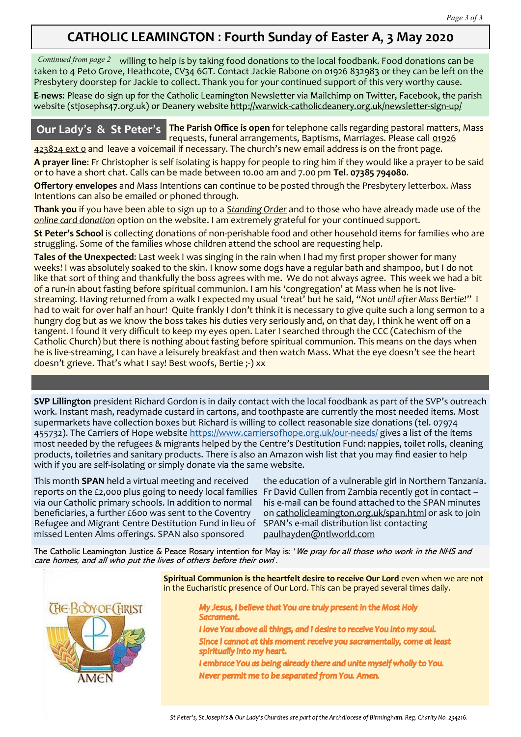# CATHOLIC LEAMINGTON : Fourth Sunday of Easter A, 3 May 2020

*Continued from page 2* willing to help is by taking food donations to the local foodbank. Food donations can be taken to 4 Peto Grove, Heathcote, CV34 6GT. Contact Jackie Rabone on 01926 832983 or they can be left on the Presbytery doorstep for Jackie to collect. Thank you for your continued support of this very worthy cause.

**E-news**: Please do sign up for the Catholic Leamington Newsletter via Mailchimp on Twitter, Facebook, the parish website (stjosephs47.org.uk) or Deanery website http://warwick-catholicdeanery.org.uk/newsletter-sign-up/

## Our Lady's & St Peter's

**The Parish Office is open** for telephone calls regarding pastoral matters, Mass requests, funeral arrangements, Baptisms, Marriages. Please call 01926 423824 ext 0 and leave a voicemail if necessary. The church's new email address is on the front page.

**A prayer line**: Fr Christopher is self isolating is happy for people to ring him if they would like a prayer to be said or to have a short chat. Calls can be made between 10.00 am and 7.00 pm **Tel. 07385 794080**.

**Offertory envelopes** and Mass Intentions can continue to be posted through the Presbytery letterbox. Mass Intentions can also be emailed or phoned through.

**Thank you** if you have been able to sign up to a *Standing Order* and to those who have already made use of the *online card donation* option on the website. I am extremely grateful for your continued support.

**St Peter's School** is collecting donations of non-perishable food and other household items for families who are struggling. Some of the families whose children attend the school are requesting help.

**Tales of the Unexpected**: Last week I was singing in the rain when I had my first proper shower for many weeks! I was absolutely soaked to the skin. I know some dogs have a regular bath and shampoo, but I do not like that sort of thing and thankfully the boss agrees with me. We do not always agree. This week we had a bit of a run-in about fasting before spiritual communion. I am his 'congregation' at Mass when he is not live-streaming. Having returned from a walk I expected my usual 'treat' but he said, "*Not until after Mass Bertie!*" I had to wait for over half an hour! Quite frankly I don't think it is necessary to give quite such a long sermon to a hungry dog but as we know the boss takes his duties very seriously and, on that day, I think he went off on a tangent. I found it very difficult to keep my eyes open. Later I searched through the CCC (Catechism of the Catholic Church) but there is nothing about fasting before spiritual communion. This means on the days when he is live-streaming, I can have a leisurely breakfast and then watch Mass. What the eye doesn't see the heart doesn't grieve. That's what I say! Best woofs, Bertie ;-) xx

**SVP Lillington** president Richard Gordon is in daily contact with the local foodbank as part of the SVP's outreach work. Instant mash, readymade custard in cartons, and toothpaste are currently the most needed items. Most supermarkets have collection boxes but Richard is willing to collect reasonable size donations (tel. 07974 455732). The Carriers of Hope website https://www.carriersofhope.org.uk/our-needs/ gives a list of the items most needed by the refugees & migrants helped by the Centre's Destitution Fund: nappies, toilet rolls, cleaning products, toiletries and sanitary products. There is also an Amazon wish list that you may find easier to help with if you are self-isolating or simply donate via the same website.

This month **SPAN** held a virtual meeting and received reports on the £2,000 plus going to needy local families via our Catholic primary schools. In addition to normal beneficiaries, a further £600 was sent to the Coventry Refugee and Migrant Centre Destitution Fund in lieu of missed Lenten Alms offerings. SPAN also sponsored the education of a vulnerable girl in Northern Tanzania. Fr David Cullen from Zambia recently got in contact – his e-mail can be found attached to the SPAN minutes on catholicleamington.org.uk/span.html or ask to join SPAN's e-mail distribution list contacting paulhayden@ntlworld.com

The Catholic Leamington Justice & Peace Rosary intention for May is: '*We pray for all those who work in the NHS and care homes, and all who put the lives of others before their own*'.

**Spiritual Communion is the heartfelt desire to receive Our Lord** even when we are not in the Eucharistic presence of Our Lord. This can be prayed several times daily.

*My Jesus, I believe that You are truly present in the Most Holy Sacrament.*
*I love You above all things, and I desire to receive You into my soul.*
*Since I cannot at this moment receive you sacramentally, come at least spiritually into my heart.*
*I embrace You as being already there and unite myself wholly to You.*
*Never permit me to be separated from You. Amen.*

St Peter's, St Joseph's & Our Lady's Churches are part of the Archdiocese of Birmingham. Reg. Charity No. 234216.